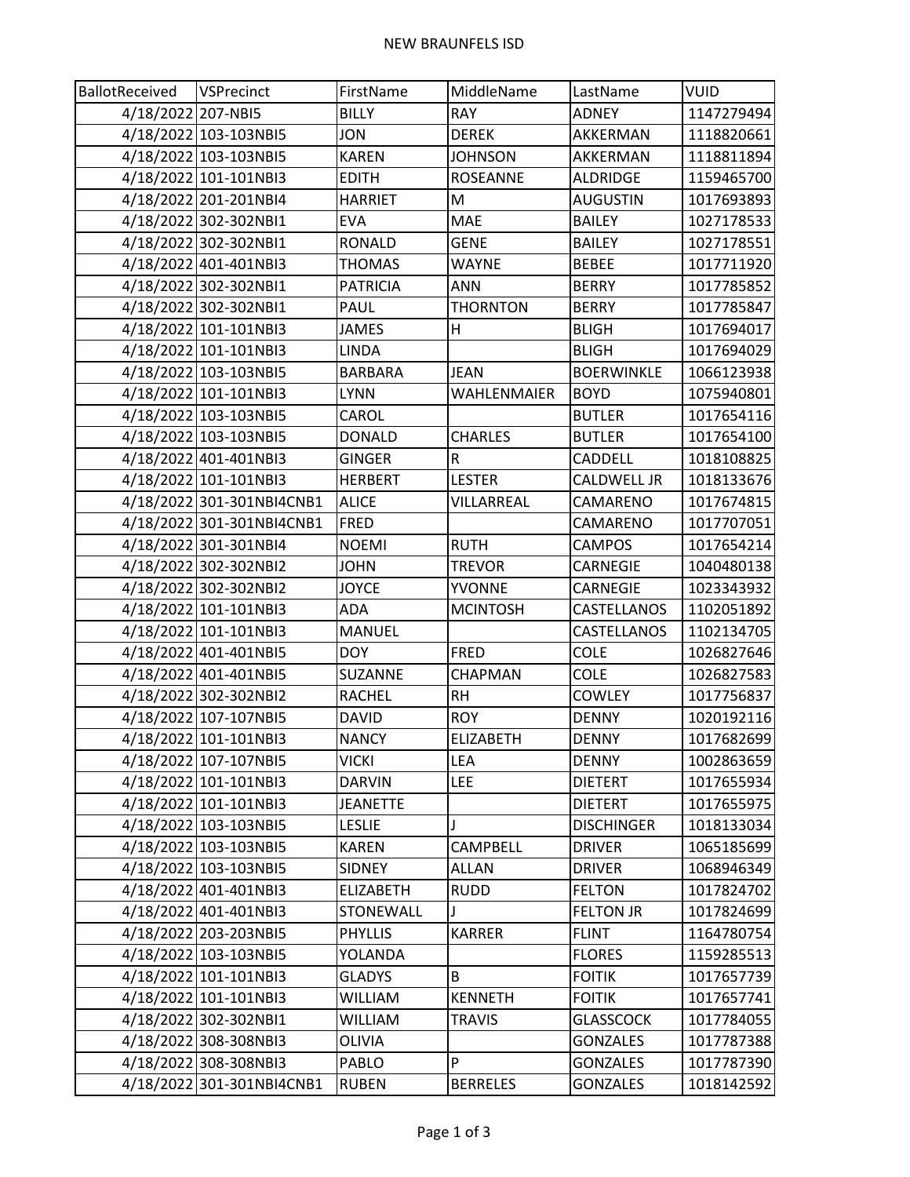# NEW BRAUNFELS ISD

| BallotReceived | VSPrecinct | FirstName | MiddleName | LastName | VUID |
|---|---|---|---|---|---|
| 4/18/2022 | 207-NBI5 | BILLY | RAY | ADNEY | 1147279494 |
| 4/18/2022 | 103-103NBI5 | JON | DEREK | AKKERMAN | 1118820661 |
| 4/18/2022 | 103-103NBI5 | KAREN | JOHNSON | AKKERMAN | 1118811894 |
| 4/18/2022 | 101-101NBI3 | EDITH | ROSEANNE | ALDRIDGE | 1159465700 |
| 4/18/2022 | 201-201NBI4 | HARRIET | M | AUGUSTIN | 1017693893 |
| 4/18/2022 | 302-302NBI1 | EVA | MAE | BAILEY | 1027178533 |
| 4/18/2022 | 302-302NBI1 | RONALD | GENE | BAILEY | 1027178551 |
| 4/18/2022 | 401-401NBI3 | THOMAS | WAYNE | BEBEE | 1017711920 |
| 4/18/2022 | 302-302NBI1 | PATRICIA | ANN | BERRY | 1017785852 |
| 4/18/2022 | 302-302NBI1 | PAUL | THORNTON | BERRY | 1017785847 |
| 4/18/2022 | 101-101NBI3 | JAMES | H | BLIGH | 1017694017 |
| 4/18/2022 | 101-101NBI3 | LINDA | | BLIGH | 1017694029 |
| 4/18/2022 | 103-103NBI5 | BARBARA | JEAN | BOERWINKLE | 1066123938 |
| 4/18/2022 | 101-101NBI3 | LYNN | WAHLENMAIER | BOYD | 1075940801 |
| 4/18/2022 | 103-103NBI5 | CAROL | | BUTLER | 1017654116 |
| 4/18/2022 | 103-103NBI5 | DONALD | CHARLES | BUTLER | 1017654100 |
| 4/18/2022 | 401-401NBI3 | GINGER | R | CADDELL | 1018108825 |
| 4/18/2022 | 101-101NBI3 | HERBERT | LESTER | CALDWELL JR | 1018133676 |
| 4/18/2022 | 301-301NBI4CNB1 | ALICE | VILLARREAL | CAMARENO | 1017674815 |
| 4/18/2022 | 301-301NBI4CNB1 | FRED | | CAMARENO | 1017707051 |
| 4/18/2022 | 301-301NBI4 | NOEMI | RUTH | CAMPOS | 1017654214 |
| 4/18/2022 | 302-302NBI2 | JOHN | TREVOR | CARNEGIE | 1040480138 |
| 4/18/2022 | 302-302NBI2 | JOYCE | YVONNE | CARNEGIE | 1023343932 |
| 4/18/2022 | 101-101NBI3 | ADA | MCINTOSH | CASTELLANOS | 1102051892 |
| 4/18/2022 | 101-101NBI3 | MANUEL | | CASTELLANOS | 1102134705 |
| 4/18/2022 | 401-401NBI5 | DOY | FRED | COLE | 1026827646 |
| 4/18/2022 | 401-401NBI5 | SUZANNE | CHAPMAN | COLE | 1026827583 |
| 4/18/2022 | 302-302NBI2 | RACHEL | RH | COWLEY | 1017756837 |
| 4/18/2022 | 107-107NBI5 | DAVID | ROY | DENNY | 1020192116 |
| 4/18/2022 | 101-101NBI3 | NANCY | ELIZABETH | DENNY | 1017682699 |
| 4/18/2022 | 107-107NBI5 | VICKI | LEA | DENNY | 1002863659 |
| 4/18/2022 | 101-101NBI3 | DARVIN | LEE | DIETERT | 1017655934 |
| 4/18/2022 | 101-101NBI3 | JEANETTE | | DIETERT | 1017655975 |
| 4/18/2022 | 103-103NBI5 | LESLIE | J | DISCHINGER | 1018133034 |
| 4/18/2022 | 103-103NBI5 | KAREN | CAMPBELL | DRIVER | 1065185699 |
| 4/18/2022 | 103-103NBI5 | SIDNEY | ALLAN | DRIVER | 1068946349 |
| 4/18/2022 | 401-401NBI3 | ELIZABETH | RUDD | FELTON | 1017824702 |
| 4/18/2022 | 401-401NBI3 | STONEWALL | J | FELTON JR | 1017824699 |
| 4/18/2022 | 203-203NBI5 | PHYLLIS | KARRER | FLINT | 1164780754 |
| 4/18/2022 | 103-103NBI5 | YOLANDA | | FLORES | 1159285513 |
| 4/18/2022 | 101-101NBI3 | GLADYS | B | FOITIK | 1017657739 |
| 4/18/2022 | 101-101NBI3 | WILLIAM | KENNETH | FOITIK | 1017657741 |
| 4/18/2022 | 302-302NBI1 | WILLIAM | TRAVIS | GLASSCOCK | 1017784055 |
| 4/18/2022 | 308-308NBI3 | OLIVIA | | GONZALES | 1017787388 |
| 4/18/2022 | 308-308NBI3 | PABLO | P | GONZALES | 1017787390 |
| 4/18/2022 | 301-301NBI4CNB1 | RUBEN | BERRELES | GONZALES | 1018142592 |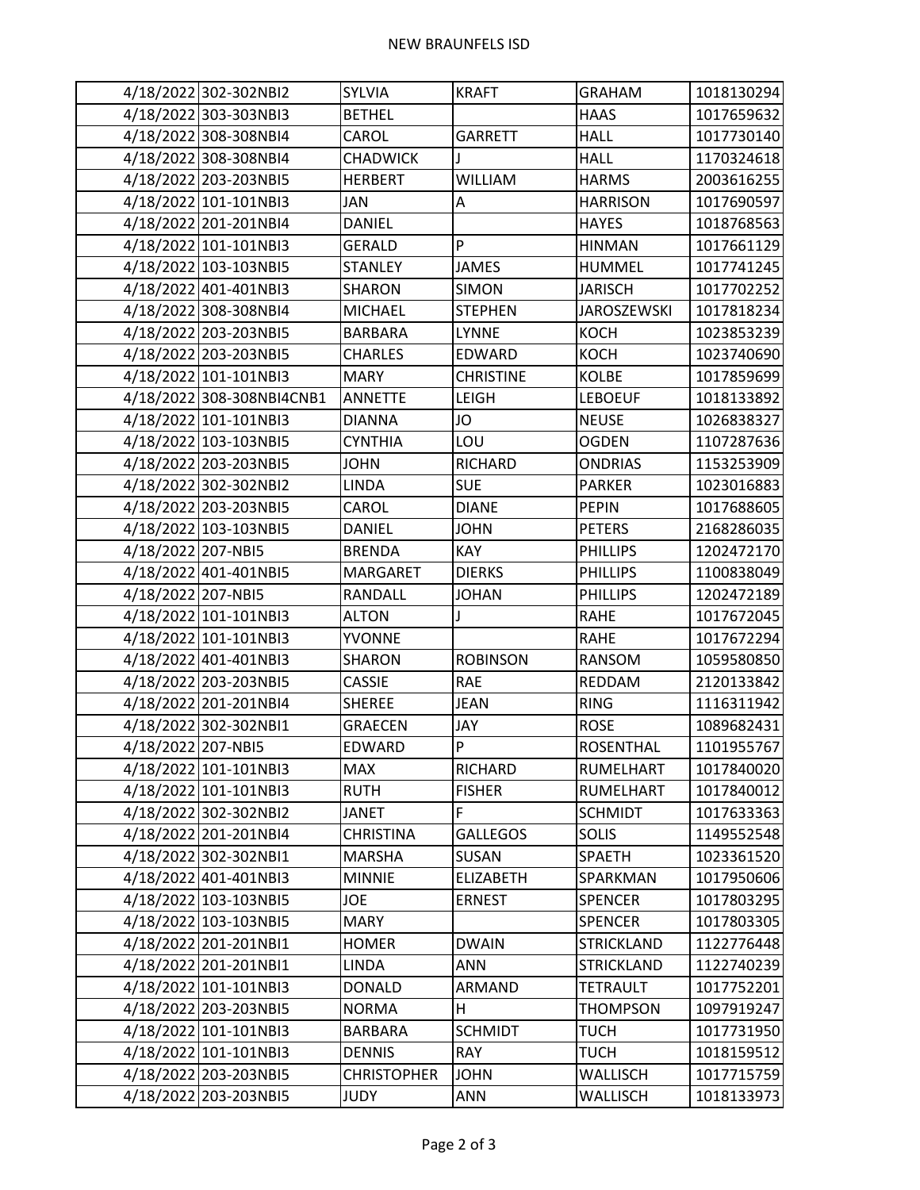| | | | | | |
|---|---|---|---|---|---|
| 4/18/2022 | 302-302NBI2 | SYLVIA | KRAFT | GRAHAM | 1018130294 |
| 4/18/2022 | 303-303NBI3 | BETHEL | | HAAS | 1017659632 |
| 4/18/2022 | 308-308NBI4 | CAROL | GARRETT | HALL | 1017730140 |
| 4/18/2022 | 308-308NBI4 | CHADWICK | J | HALL | 1170324618 |
| 4/18/2022 | 203-203NBI5 | HERBERT | WILLIAM | HARMS | 2003616255 |
| 4/18/2022 | 101-101NBI3 | JAN | A | HARRISON | 1017690597 |
| 4/18/2022 | 201-201NBI4 | DANIEL | | HAYES | 1018768563 |
| 4/18/2022 | 101-101NBI3 | GERALD | P | HINMAN | 1017661129 |
| 4/18/2022 | 103-103NBI5 | STANLEY | JAMES | HUMMEL | 1017741245 |
| 4/18/2022 | 401-401NBI3 | SHARON | SIMON | JARISCH | 1017702252 |
| 4/18/2022 | 308-308NBI4 | MICHAEL | STEPHEN | JAROSZEWSKI | 1017818234 |
| 4/18/2022 | 203-203NBI5 | BARBARA | LYNNE | KOCH | 1023853239 |
| 4/18/2022 | 203-203NBI5 | CHARLES | EDWARD | KOCH | 1023740690 |
| 4/18/2022 | 101-101NBI3 | MARY | CHRISTINE | KOLBE | 1017859699 |
| 4/18/2022 | 308-308NBI4CNB1 | ANNETTE | LEIGH | LEBOEUF | 1018133892 |
| 4/18/2022 | 101-101NBI3 | DIANNA | JO | NEUSE | 1026838327 |
| 4/18/2022 | 103-103NBI5 | CYNTHIA | LOU | OGDEN | 1107287636 |
| 4/18/2022 | 203-203NBI5 | JOHN | RICHARD | ONDRIAS | 1153253909 |
| 4/18/2022 | 302-302NBI2 | LINDA | SUE | PARKER | 1023016883 |
| 4/18/2022 | 203-203NBI5 | CAROL | DIANE | PEPIN | 1017688605 |
| 4/18/2022 | 103-103NBI5 | DANIEL | JOHN | PETERS | 2168286035 |
| 4/18/2022 | 207-NBI5 | BRENDA | KAY | PHILLIPS | 1202472170 |
| 4/18/2022 | 401-401NBI5 | MARGARET | DIERKS | PHILLIPS | 1100838049 |
| 4/18/2022 | 207-NBI5 | RANDALL | JOHAN | PHILLIPS | 1202472189 |
| 4/18/2022 | 101-101NBI3 | ALTON | J | RAHE | 1017672045 |
| 4/18/2022 | 101-101NBI3 | YVONNE | | RAHE | 1017672294 |
| 4/18/2022 | 401-401NBI3 | SHARON | ROBINSON | RANSOM | 1059580850 |
| 4/18/2022 | 203-203NBI5 | CASSIE | RAE | REDDAM | 2120133842 |
| 4/18/2022 | 201-201NBI4 | SHEREE | JEAN | RING | 1116311942 |
| 4/18/2022 | 302-302NBI1 | GRAECEN | JAY | ROSE | 1089682431 |
| 4/18/2022 | 207-NBI5 | EDWARD | P | ROSENTHAL | 1101955767 |
| 4/18/2022 | 101-101NBI3 | MAX | RICHARD | RUMELHART | 1017840020 |
| 4/18/2022 | 101-101NBI3 | RUTH | FISHER | RUMELHART | 1017840012 |
| 4/18/2022 | 302-302NBI2 | JANET | F | SCHMIDT | 1017633363 |
| 4/18/2022 | 201-201NBI4 | CHRISTINA | GALLEGOS | SOLIS | 1149552548 |
| 4/18/2022 | 302-302NBI1 | MARSHA | SUSAN | SPAETH | 1023361520 |
| 4/18/2022 | 401-401NBI3 | MINNIE | ELIZABETH | SPARKMAN | 1017950606 |
| 4/18/2022 | 103-103NBI5 | JOE | ERNEST | SPENCER | 1017803295 |
| 4/18/2022 | 103-103NBI5 | MARY | | SPENCER | 1017803305 |
| 4/18/2022 | 201-201NBI1 | HOMER | DWAIN | STRICKLAND | 1122776448 |
| 4/18/2022 | 201-201NBI1 | LINDA | ANN | STRICKLAND | 1122740239 |
| 4/18/2022 | 101-101NBI3 | DONALD | ARMAND | TETRAULT | 1017752201 |
| 4/18/2022 | 203-203NBI5 | NORMA | H | THOMPSON | 1097919247 |
| 4/18/2022 | 101-101NBI3 | BARBARA | SCHMIDT | TUCH | 1017731950 |
| 4/18/2022 | 101-101NBI3 | DENNIS | RAY | TUCH | 1018159512 |
| 4/18/2022 | 203-203NBI5 | CHRISTOPHER | JOHN | WALLISCH | 1017715759 |
| 4/18/2022 | 203-203NBI5 | JUDY | ANN | WALLISCH | 1018133973 |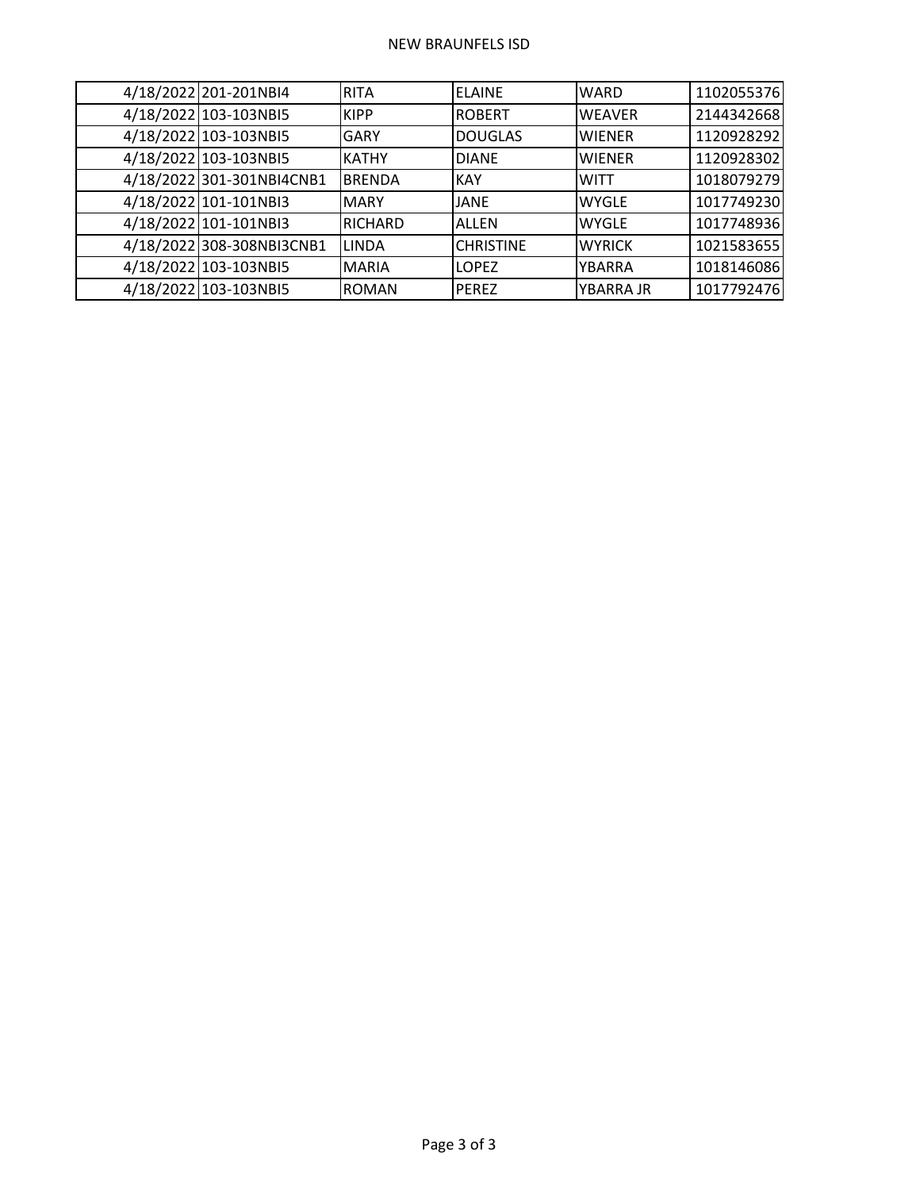| | | | | | |
|---|---|---|---|---|---|
| 4/18/2022 | 201-201NBI4 | RITA | ELAINE | WARD | 1102055376 |
| 4/18/2022 | 103-103NBI5 | KIPP | ROBERT | WEAVER | 2144342668 |
| 4/18/2022 | 103-103NBI5 | GARY | DOUGLAS | WIENER | 1120928292 |
| 4/18/2022 | 103-103NBI5 | KATHY | DIANE | WIENER | 1120928302 |
| 4/18/2022 | 301-301NBI4CNB1 | BRENDA | KAY | WITT | 1018079279 |
| 4/18/2022 | 101-101NBI3 | MARY | JANE | WYGLE | 1017749230 |
| 4/18/2022 | 101-101NBI3 | RICHARD | ALLEN | WYGLE | 1017748936 |
| 4/18/2022 | 308-308NBI3CNB1 | LINDA | CHRISTINE | WYRICK | 1021583655 |
| 4/18/2022 | 103-103NBI5 | MARIA | LOPEZ | YBARRA | 1018146086 |
| 4/18/2022 | 103-103NBI5 | ROMAN | PEREZ | YBARRA JR | 1017792476 |